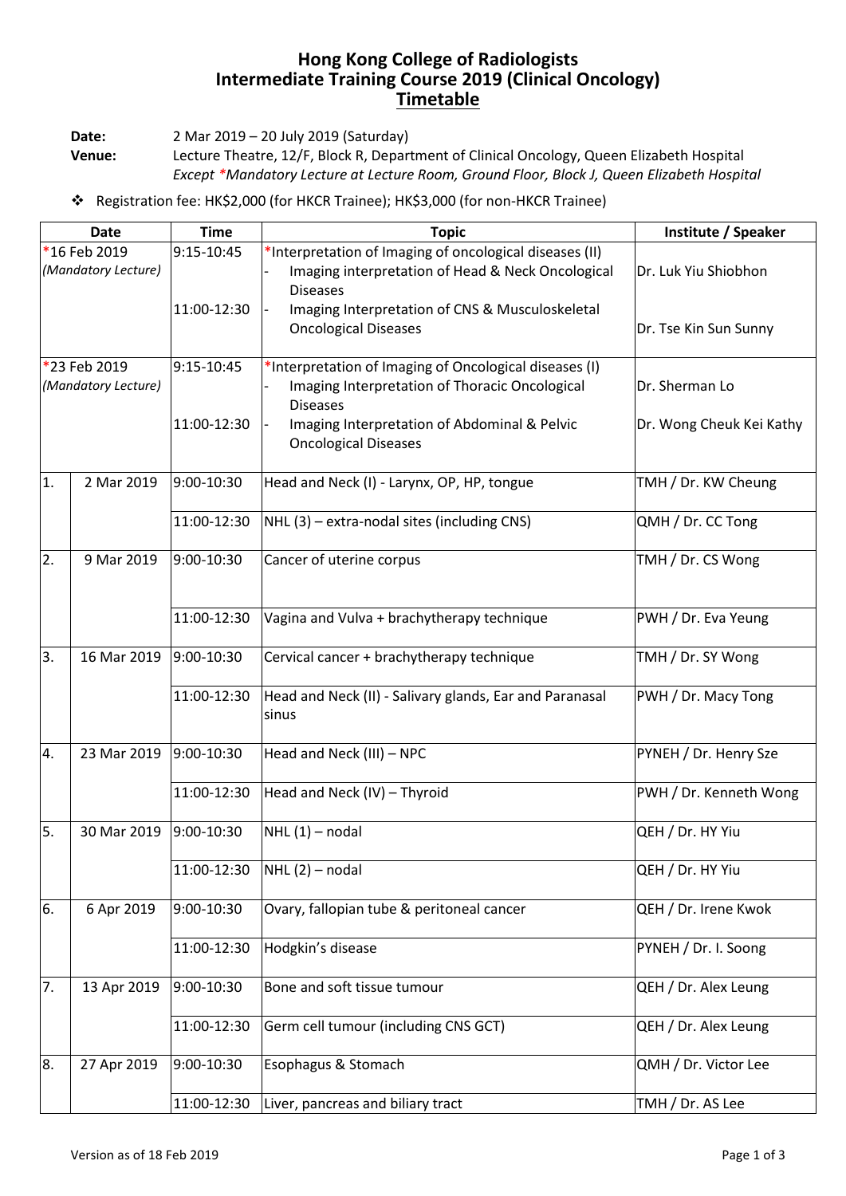# Hong Kong College of Radiologists
# Intermediate Training Course 2019 (Clinical Oncology)
## Timetable

**Date:** 2 Mar 2019 – 20 July 2019 (Saturday)
**Venue:** Lecture Theatre, 12/F, Block R, Department of Clinical Oncology, Queen Elizabeth Hospital
*Except \*Mandatory Lecture at Lecture Room, Ground Floor, Block J, Queen Elizabeth Hospital*

- Registration fee: HK$2,000 (for HKCR Trainee); HK$3,000 (for non-HKCR Trainee)

| Date | | Time | Topic | Institute / Speaker |
|---|---|---|---|---|
| *16 Feb 2019 *(Mandatory Lecture)* | | 9:15-10:45 | *Interpretation of Imaging of oncological diseases (II)<br>- Imaging interpretation of Head & Neck Oncological Diseases | Dr. Luk Yiu Shiobhon |
| | | 11:00-12:30 | - Imaging Interpretation of CNS & Musculoskeletal Oncological Diseases | Dr. Tse Kin Sun Sunny |
| *23 Feb 2019 *(Mandatory Lecture)* | | 9:15-10:45 | *Interpretation of Imaging of Oncological diseases (I)<br>- Imaging Interpretation of Thoracic Oncological Diseases | Dr. Sherman Lo |
| | | 11:00-12:30 | - Imaging Interpretation of Abdominal & Pelvic Oncological Diseases | Dr. Wong Cheuk Kei Kathy |
| 1. | 2 Mar 2019 | 9:00-10:30 | Head and Neck (I) - Larynx, OP, HP, tongue | TMH / Dr. KW Cheung |
| | | 11:00-12:30 | NHL (3) – extra-nodal sites (including CNS) | QMH / Dr. CC Tong |
| 2. | 9 Mar 2019 | 9:00-10:30 | Cancer of uterine corpus | TMH / Dr. CS Wong |
| | | 11:00-12:30 | Vagina and Vulva + brachytherapy technique | PWH / Dr. Eva Yeung |
| 3. | 16 Mar 2019 | 9:00-10:30 | Cervical cancer + brachytherapy technique | TMH / Dr. SY Wong |
| | | 11:00-12:30 | Head and Neck (II) - Salivary glands, Ear and Paranasal sinus | PWH / Dr. Macy Tong |
| 4. | 23 Mar 2019 | 9:00-10:30 | Head and Neck (III) – NPC | PYNEH / Dr. Henry Sze |
| | | 11:00-12:30 | Head and Neck (IV) – Thyroid | PWH / Dr. Kenneth Wong |
| 5. | 30 Mar 2019 | 9:00-10:30 | NHL (1) – nodal | QEH / Dr. HY Yiu |
| | | 11:00-12:30 | NHL (2) – nodal | QEH / Dr. HY Yiu |
| 6. | 6 Apr 2019 | 9:00-10:30 | Ovary, fallopian tube & peritoneal cancer | QEH / Dr. Irene Kwok |
| | | 11:00-12:30 | Hodgkin's disease | PYNEH / Dr. I. Soong |
| 7. | 13 Apr 2019 | 9:00-10:30 | Bone and soft tissue tumour | QEH / Dr. Alex Leung |
| | | 11:00-12:30 | Germ cell tumour (including CNS GCT) | QEH / Dr. Alex Leung |
| 8. | 27 Apr 2019 | 9:00-10:30 | Esophagus & Stomach | QMH / Dr. Victor Lee |
| | | 11:00-12:30 | Liver, pancreas and biliary tract | TMH / Dr. AS Lee |

Version as of 18 Feb 2019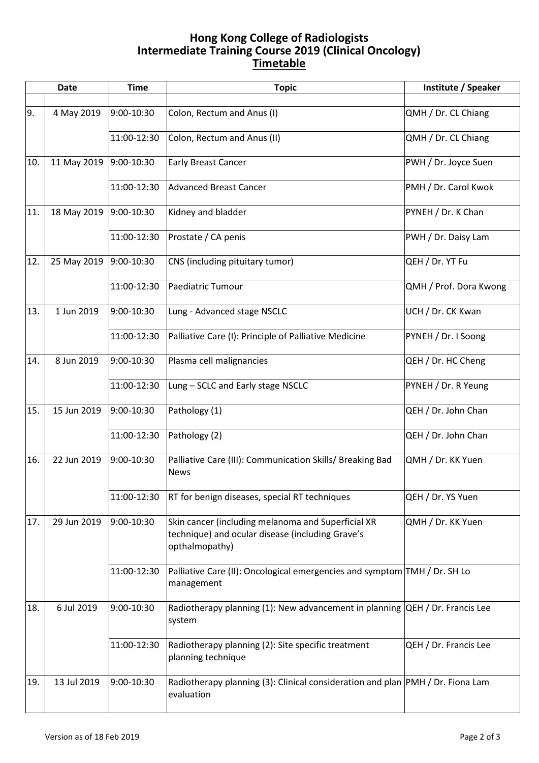## Hong Kong College of Radiologists
## Intermediate Training Course 2019 (Clinical Oncology)
## Timetable

| Date | | Time | Topic | Institute / Speaker |
|---|---|---|---|---|
| | | | | |
| 9. | 4 May 2019 | 9:00-10:30 | Colon, Rectum and Anus (I) | QMH / Dr. CL Chiang |
| | | 11:00-12:30 | Colon, Rectum and Anus (II) | QMH / Dr. CL Chiang |
| 10. | 11 May 2019 | 9:00-10:30 | Early Breast Cancer | PWH / Dr. Joyce Suen |
| | | 11:00-12:30 | Advanced Breast Cancer | PMH / Dr. Carol Kwok |
| 11. | 18 May 2019 | 9:00-10:30 | Kidney and bladder | PYNEH / Dr. K Chan |
| | | 11:00-12:30 | Prostate / CA penis | PWH / Dr. Daisy Lam |
| 12. | 25 May 2019 | 9:00-10:30 | CNS (including pituitary tumor) | QEH / Dr. YT Fu |
| | | 11:00-12:30 | Paediatric Tumour | QMH / Prof. Dora Kwong |
| 13. | 1 Jun 2019 | 9:00-10:30 | Lung - Advanced stage NSCLC | UCH / Dr. CK Kwan |
| | | 11:00-12:30 | Palliative Care (I): Principle of Palliative Medicine | PYNEH / Dr. I Soong |
| 14. | 8 Jun 2019 | 9:00-10:30 | Plasma cell malignancies | QEH / Dr. HC Cheng |
| | | 11:00-12:30 | Lung – SCLC and Early stage NSCLC | PYNEH / Dr. R Yeung |
| 15. | 15 Jun 2019 | 9:00-10:30 | Pathology (1) | QEH / Dr. John Chan |
| | | 11:00-12:30 | Pathology (2) | QEH / Dr. John Chan |
| 16. | 22 Jun 2019 | 9:00-10:30 | Palliative Care (III): Communication Skills/ Breaking Bad News | QMH / Dr. KK Yuen |
| | | 11:00-12:30 | RT for benign diseases, special RT techniques | QEH / Dr. YS Yuen |
| 17. | 29 Jun 2019 | 9:00-10:30 | Skin cancer (including melanoma and Superficial XR technique) and ocular disease (including Grave's opthalmopathy) | QMH / Dr. KK Yuen |
| | | 11:00-12:30 | Palliative Care (II): Oncological emergencies and symptom management | TMH / Dr. SH Lo |
| 18. | 6 Jul 2019 | 9:00-10:30 | Radiotherapy planning (1): New advancement in planning system | QEH / Dr. Francis Lee |
| | | 11:00-12:30 | Radiotherapy planning (2): Site specific treatment planning technique | QEH / Dr. Francis Lee |
| 19. | 13 Jul 2019 | 9:00-10:30 | Radiotherapy planning (3): Clinical consideration and plan evaluation | PMH / Dr. Fiona Lam |

Version as of 18 Feb 2019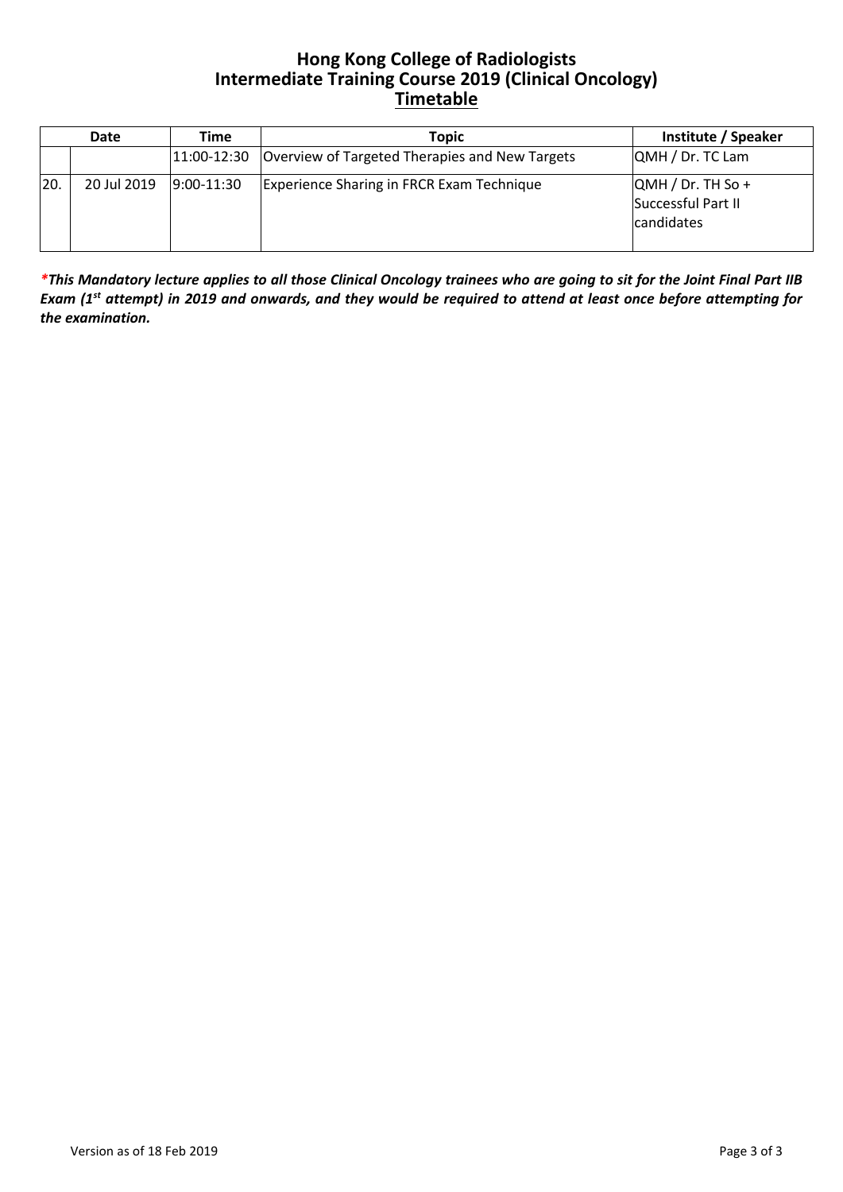# Hong Kong College of Radiologists
## Intermediate Training Course 2019 (Clinical Oncology)
### Timetable

| Date | | Time | Topic | Institute / Speaker |
|---|---|---|---|---|
| | | 11:00-12:30 | Overview of Targeted Therapies and New Targets | QMH / Dr. TC Lam |
| 20. | 20 Jul 2019 | 9:00-11:30 | Experience Sharing in FRCR Exam Technique | QMH / Dr. TH So + Successful Part II candidates |

***This Mandatory lecture applies to all those Clinical Oncology trainees who are going to sit for the Joint Final Part IIB Exam (1st attempt) in 2019 and onwards, and they would be required to attend at least once before attempting for the examination.***

Version as of 18 Feb 2019